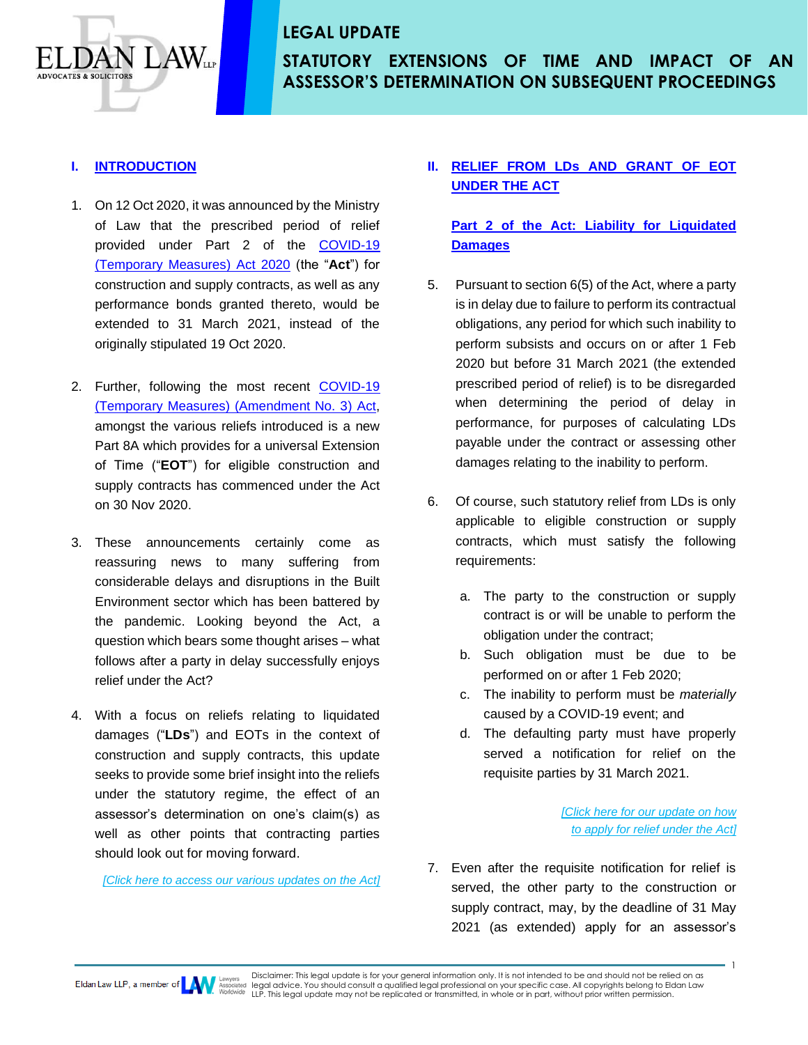LEGAL UPDATE

# STATUTORY EXTENSIONS OF TIME AND IMPACT OF AN ASSESSOR'S DETERMINATION ON SUBSEQUENT PROCEEDINGS

## I. INTRODUCTION

1. On 12 Oct 2020, it was announced by the Ministry of Law that the prescribed period of relief provided under Part 2 of the COVID-19 (Temporary Measures) Act 2020 (the "**Act**") for construction and supply contracts, as well as any performance bonds granted thereto, would be extended to 31 March 2021, instead of the originally stipulated 19 Oct 2020.

2. Further, following the most recent COVID-19 (Temporary Measures) (Amendment No. 3) Act, amongst the various reliefs introduced is a new Part 8A which provides for a universal Extension of Time ("**EOT**") for eligible construction and supply contracts has commenced under the Act on 30 Nov 2020.

3. These announcements certainly come as reassuring news to many suffering from considerable delays and disruptions in the Built Environment sector which has been battered by the pandemic. Looking beyond the Act, a question which bears some thought arises – what follows after a party in delay successfully enjoys relief under the Act?

4. With a focus on reliefs relating to liquidated damages ("**LDs**") and EOTs in the context of construction and supply contracts, this update seeks to provide some brief insight into the reliefs under the statutory regime, the effect of an assessor's determination on one's claim(s) as well as other points that contracting parties should look out for moving forward.

*[Click here to access our various updates on the Act]*

## II. RELIEF FROM LDs AND GRANT OF EOT UNDER THE ACT

### Part 2 of the Act: Liability for Liquidated Damages

5. Pursuant to section 6(5) of the Act, where a party is in delay due to failure to perform its contractual obligations, any period for which such inability to perform subsists and occurs on or after 1 Feb 2020 but before 31 March 2021 (the extended prescribed period of relief) is to be disregarded when determining the period of delay in performance, for purposes of calculating LDs payable under the contract or assessing other damages relating to the inability to perform.

6. Of course, such statutory relief from LDs is only applicable to eligible construction or supply contracts, which must satisfy the following requirements:

   a. The party to the construction or supply contract is or will be unable to perform the obligation under the contract;
   b. Such obligation must be due to be performed on or after 1 Feb 2020;
   c. The inability to perform must be *materially* caused by a COVID-19 event; and
   d. The defaulting party must have properly served a notification for relief on the requisite parties by 31 March 2021.

*[Click here for our update on how to apply for relief under the Act]*

7. Even after the requisite notification for relief is served, the other party to the construction or supply contract, may, by the deadline of 31 May 2021 (as extended) apply for an assessor's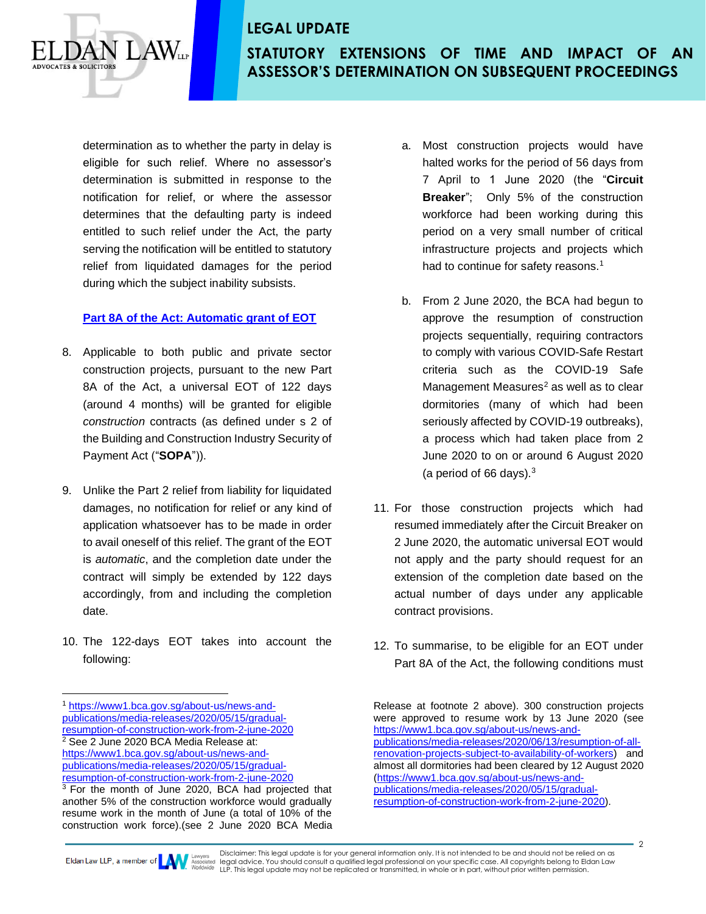determination as to whether the party in delay is eligible for such relief. Where no assessor's determination is submitted in response to the notification for relief, or where the assessor determines that the defaulting party is indeed entitled to such relief under the Act, the party serving the notification will be entitled to statutory relief from liquidated damages for the period during which the subject inability subsists.

**Part 8A of the Act: Automatic grant of EOT**

8. Applicable to both public and private sector construction projects, pursuant to the new Part 8A of the Act, a universal EOT of 122 days (around 4 months) will be granted for eligible *construction* contracts (as defined under s 2 of the Building and Construction Industry Security of Payment Act ("**SOPA**")).

9. Unlike the Part 2 relief from liability for liquidated damages, no notification for relief or any kind of application whatsoever has to be made in order to avail oneself of this relief. The grant of the EOT is *automatic*, and the completion date under the contract will simply be extended by 122 days accordingly, from and including the completion date.

10. The 122-days EOT takes into account the following:

    a. Most construction projects would have halted works for the period of 56 days from 7 April to 1 June 2020 (the "**Circuit Breaker**"; Only 5% of the construction workforce had been working during this period on a very small number of critical infrastructure projects and projects which had to continue for safety reasons.[1]

    b. From 2 June 2020, the BCA had begun to approve the resumption of construction projects sequentially, requiring contractors to comply with various COVID-Safe Restart criteria such as the COVID-19 Safe Management Measures[2] as well as to clear dormitories (many of which had been seriously affected by COVID-19 outbreaks), a process which had taken place from 2 June 2020 to on or around 6 August 2020 (a period of 66 days).[3]

11. For those construction projects which had resumed immediately after the Circuit Breaker on 2 June 2020, the automatic universal EOT would not apply and the party should request for an extension of the completion date based on the actual number of days under any applicable contract provisions.

12. To summarise, to be eligible for an EOT under Part 8A of the Act, the following conditions must

---

[1] https://www1.bca.gov.sg/about-us/news-and-publications/media-releases/2020/05/15/gradual-resumption-of-construction-work-from-2-june-2020

[2] See 2 June 2020 BCA Media Release at: https://www1.bca.gov.sg/about-us/news-and-publications/media-releases/2020/05/15/gradual-resumption-of-construction-work-from-2-june-2020

[3] For the month of June 2020, BCA had projected that another 5% of the construction workforce would gradually resume work in the month of June (a total of 10% of the construction work force).(see 2 June 2020 BCA Media Release at footnote 2 above). 300 construction projects were approved to resume work by 13 June 2020 (see https://www1.bca.gov.sg/about-us/news-and-publications/media-releases/2020/06/13/resumption-of-all-renovation-projects-subject-to-availability-of-workers) and almost all dormitories had been cleared by 12 August 2020 (https://www1.bca.gov.sg/about-us/news-and-publications/media-releases/2020/05/15/gradual-resumption-of-construction-work-from-2-june-2020).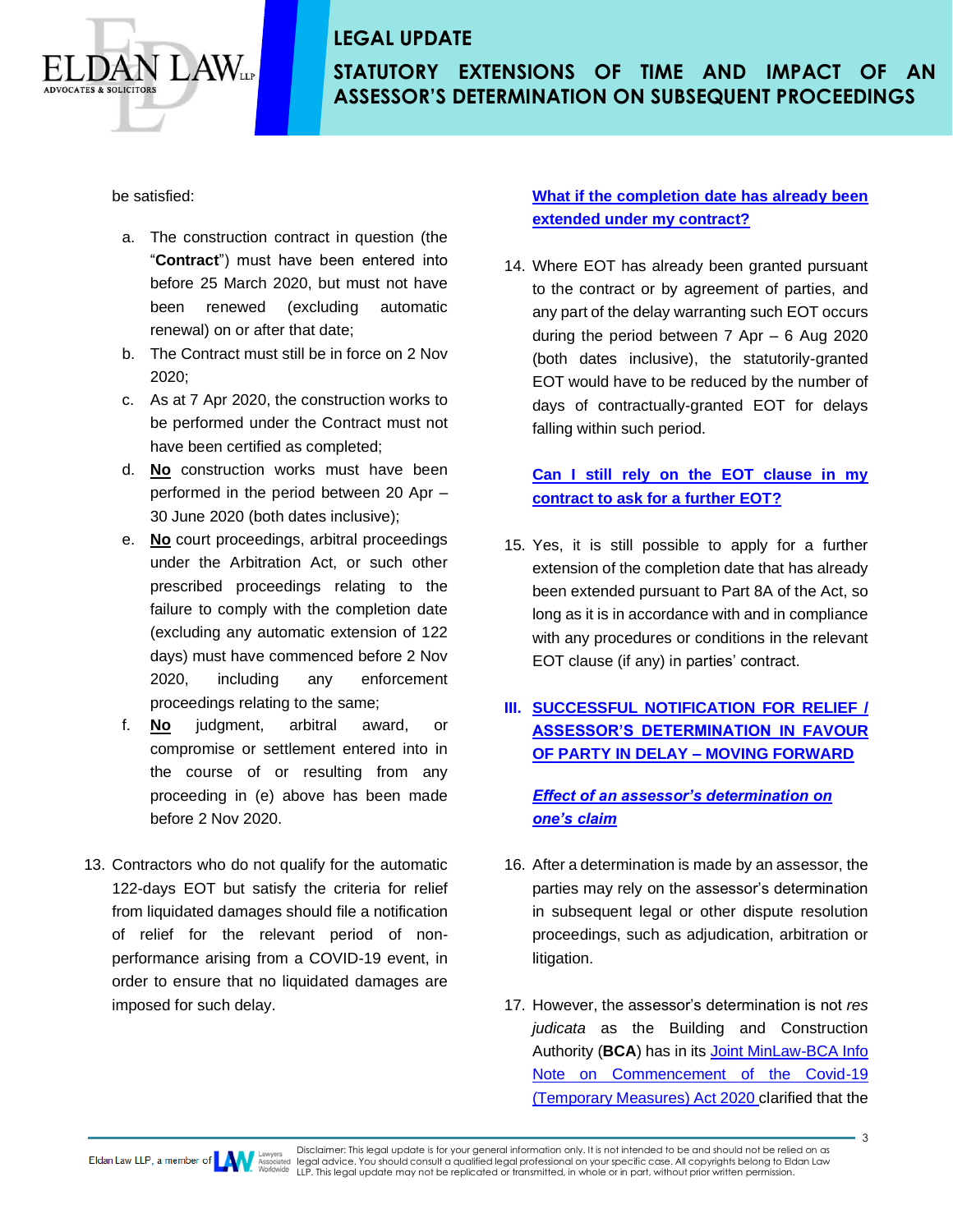be satisfied:

a. The construction contract in question (the "**Contract**") must have been entered into before 25 March 2020, but must not have been renewed (excluding automatic renewal) on or after that date;
b. The Contract must still be in force on 2 Nov 2020;
c. As at 7 Apr 2020, the construction works to be performed under the Contract must not have been certified as completed;
d. **No** construction works must have been performed in the period between 20 Apr – 30 June 2020 (both dates inclusive);
e. **No** court proceedings, arbitral proceedings under the Arbitration Act, or such other prescribed proceedings relating to the failure to comply with the completion date (excluding any automatic extension of 122 days) must have commenced before 2 Nov 2020, including any enforcement proceedings relating to the same;
f. **No** judgment, arbitral award, or compromise or settlement entered into in the course of or resulting from any proceeding in (e) above has been made before 2 Nov 2020.

13. Contractors who do not qualify for the automatic 122-days EOT but satisfy the criteria for relief from liquidated damages should file a notification of relief for the relevant period of non-performance arising from a COVID-19 event, in order to ensure that no liquidated damages are imposed for such delay.

**What if the completion date has already been extended under my contract?**

14. Where EOT has already been granted pursuant to the contract or by agreement of parties, and any part of the delay warranting such EOT occurs during the period between 7 Apr – 6 Aug 2020 (both dates inclusive), the statutorily-granted EOT would have to be reduced by the number of days of contractually-granted EOT for delays falling within such period.

**Can I still rely on the EOT clause in my contract to ask for a further EOT?**

15. Yes, it is still possible to apply for a further extension of the completion date that has already been extended pursuant to Part 8A of the Act, so long as it is in accordance with and in compliance with any procedures or conditions in the relevant EOT clause (if any) in parties' contract.

## III. SUCCESSFUL NOTIFICATION FOR RELIEF / ASSESSOR'S DETERMINATION IN FAVOUR OF PARTY IN DELAY – MOVING FORWARD

***Effect of an assessor's determination on one's claim***

16. After a determination is made by an assessor, the parties may rely on the assessor's determination in subsequent legal or other dispute resolution proceedings, such as adjudication, arbitration or litigation.

17. However, the assessor's determination is not *res judicata* as the Building and Construction Authority (**BCA**) has in its Joint MinLaw-BCA Info Note on Commencement of the Covid-19 (Temporary Measures) Act 2020 clarified that the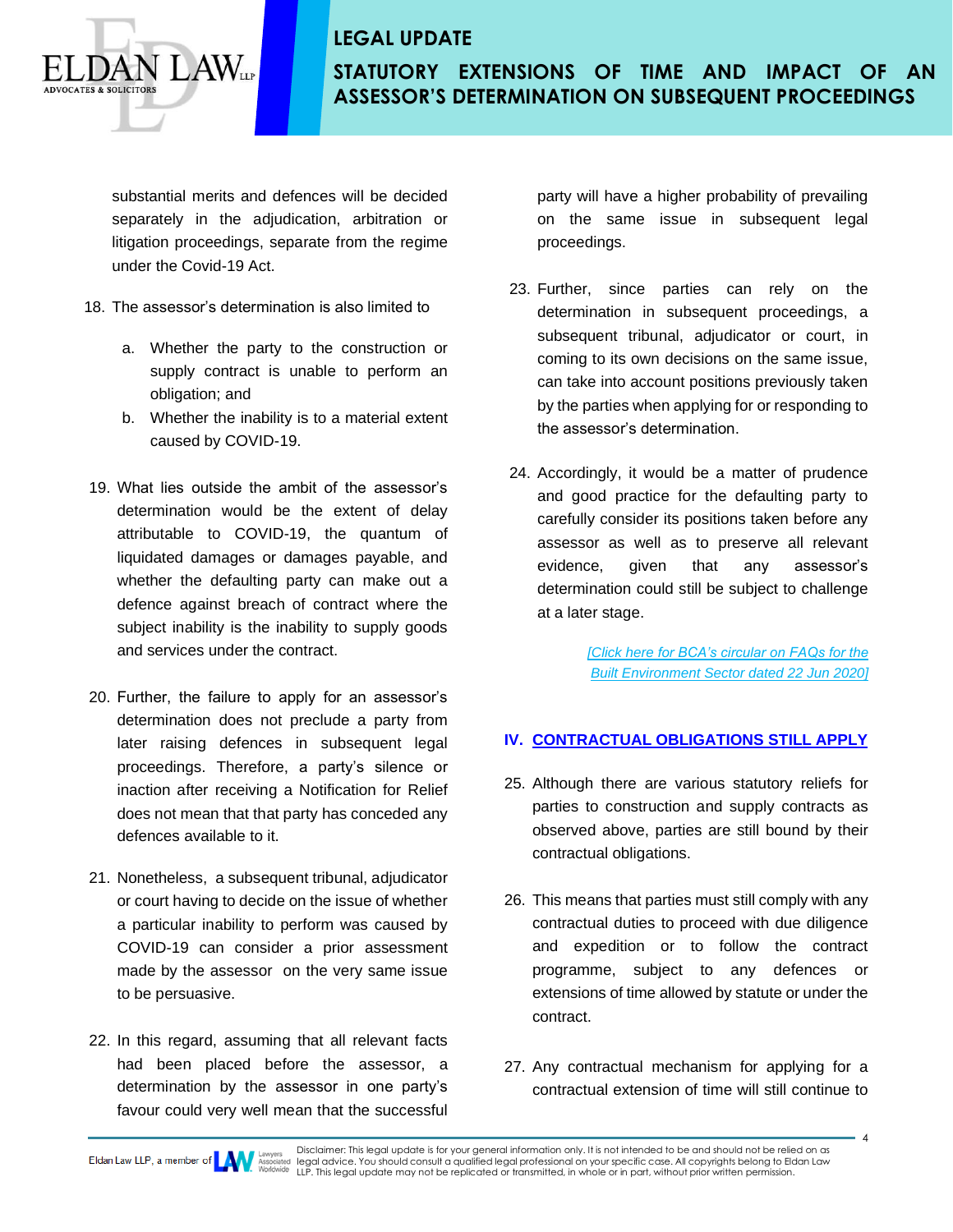substantial merits and defences will be decided separately in the adjudication, arbitration or litigation proceedings, separate from the regime under the Covid-19 Act.

18. The assessor's determination is also limited to

    a. Whether the party to the construction or supply contract is unable to perform an obligation; and
    b. Whether the inability is to a material extent caused by COVID-19.

19. What lies outside the ambit of the assessor's determination would be the extent of delay attributable to COVID-19, the quantum of liquidated damages or damages payable, and whether the defaulting party can make out a defence against breach of contract where the subject inability is the inability to supply goods and services under the contract.

20. Further, the failure to apply for an assessor's determination does not preclude a party from later raising defences in subsequent legal proceedings. Therefore, a party's silence or inaction after receiving a Notification for Relief does not mean that that party has conceded any defences available to it.

21. Nonetheless, a subsequent tribunal, adjudicator or court having to decide on the issue of whether a particular inability to perform was caused by COVID-19 can consider a prior assessment made by the assessor on the very same issue to be persuasive.

22. In this regard, assuming that all relevant facts had been placed before the assessor, a determination by the assessor in one party's favour could very well mean that the successful party will have a higher probability of prevailing on the same issue in subsequent legal proceedings.

23. Further, since parties can rely on the determination in subsequent proceedings, a subsequent tribunal, adjudicator or court, in coming to its own decisions on the same issue, can take into account positions previously taken by the parties when applying for or responding to the assessor's determination.

24. Accordingly, it would be a matter of prudence and good practice for the defaulting party to carefully consider its positions taken before any assessor as well as to preserve all relevant evidence, given that any assessor's determination could still be subject to challenge at a later stage.

[Click here for BCA's circular on FAQs for the Built Environment Sector dated 22 Jun 2020]

## IV. CONTRACTUAL OBLIGATIONS STILL APPLY

25. Although there are various statutory reliefs for parties to construction and supply contracts as observed above, parties are still bound by their contractual obligations.

26. This means that parties must still comply with any contractual duties to proceed with due diligence and expedition or to follow the contract programme, subject to any defences or extensions of time allowed by statute or under the contract.

27. Any contractual mechanism for applying for a contractual extension of time will still continue to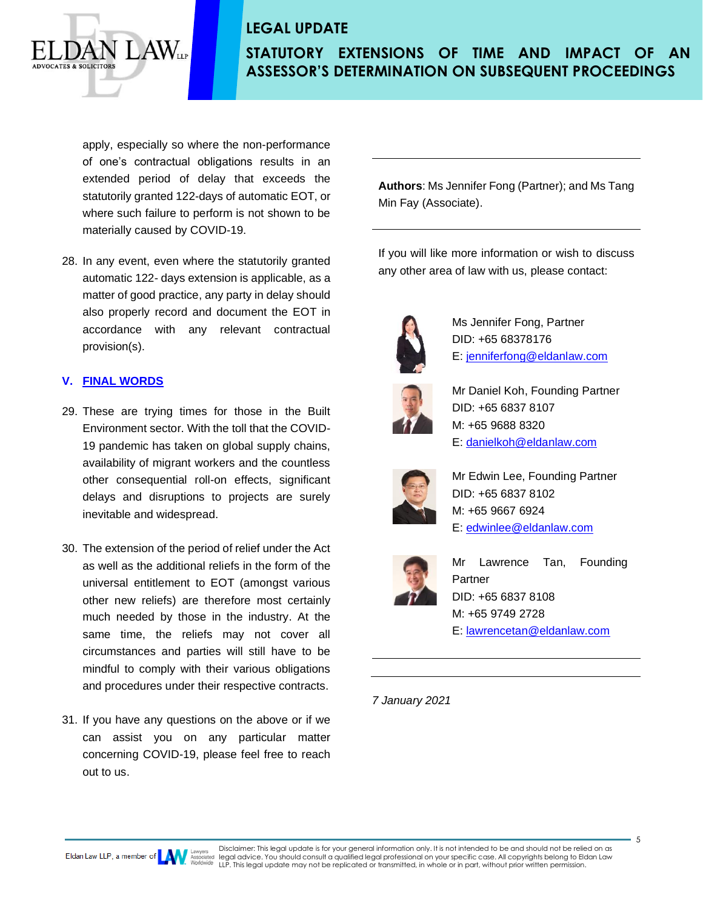apply, especially so where the non-performance of one's contractual obligations results in an extended period of delay that exceeds the statutorily granted 122-days of automatic EOT, or where such failure to perform is not shown to be materially caused by COVID-19.

28. In any event, even where the statutorily granted automatic 122- days extension is applicable, as a matter of good practice, any party in delay should also properly record and document the EOT in accordance with any relevant contractual provision(s).

## V. FINAL WORDS

29. These are trying times for those in the Built Environment sector. With the toll that the COVID-19 pandemic has taken on global supply chains, availability of migrant workers and the countless other consequential roll-on effects, significant delays and disruptions to projects are surely inevitable and widespread.

30. The extension of the period of relief under the Act as well as the additional reliefs in the form of the universal entitlement to EOT (amongst various other new reliefs) are therefore most certainly much needed by those in the industry. At the same time, the reliefs may not cover all circumstances and parties will still have to be mindful to comply with their various obligations and procedures under their respective contracts.

31. If you have any questions on the above or if we can assist you on any particular matter concerning COVID-19, please feel free to reach out to us.

---

**Authors**: Ms Jennifer Fong (Partner); and Ms Tang Min Fay (Associate).

---

If you will like more information or wish to discuss any other area of law with us, please contact:

Ms Jennifer Fong, Partner
DID: +65 68378176
E: jenniferfong@eldanlaw.com

Mr Daniel Koh, Founding Partner
DID: +65 6837 8107
M: +65 9688 8320
E: danielkoh@eldanlaw.com

Mr Edwin Lee, Founding Partner
DID: +65 6837 8102
M: +65 9667 6924
E: edwinlee@eldanlaw.com

Mr Lawrence Tan, Founding Partner
DID: +65 6837 8108
M: +65 9749 2728
E: lawrencetan@eldanlaw.com

---

*7 January 2021*

Eldan Law LLP, a member of LAW Lawyers Associated Worldwide

Disclaimer: This legal update is for your general information only. It is not intended to be and should not be relied on as legal advice. You should consult a qualified legal professional on your specific case. All copyrights belong to Eldan Law LLP. This legal update may not be replicated or transmitted, in whole or in part, without prior written permission.